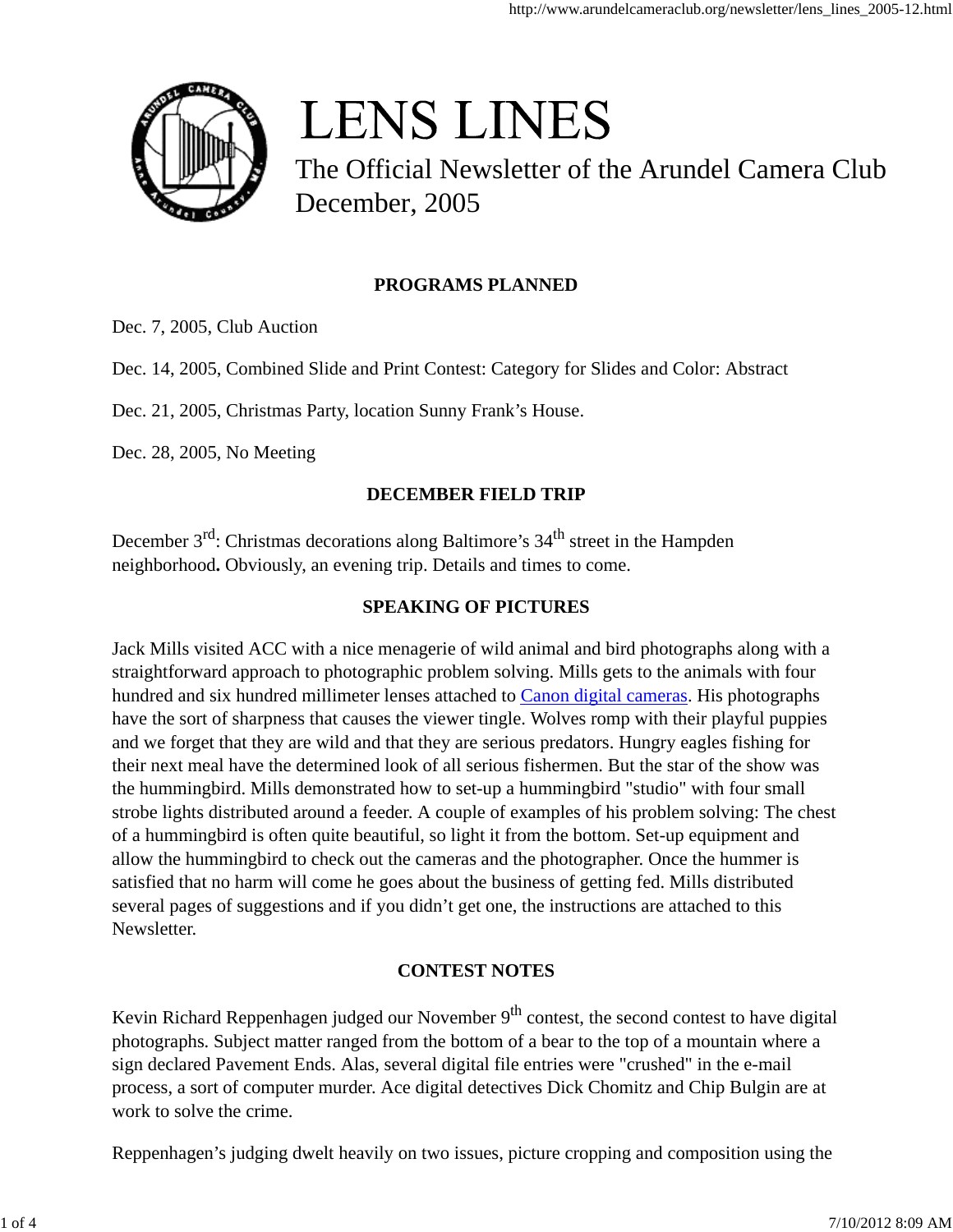# LENS LINES

The Official Newsletter of the Arundel Camera Club
December, 2005

## PROGRAMS PLANNED

Dec. 7, 2005, Club Auction

Dec. 14, 2005, Combined Slide and Print Contest: Category for Slides and Color: Abstract

Dec. 21, 2005, Christmas Party, location Sunny Frank's House.

Dec. 28, 2005, No Meeting

## DECEMBER FIELD TRIP

December 3rd: Christmas decorations along Baltimore's 34th street in the Hampden neighborhood**.** Obviously, an evening trip. Details and times to come.

## SPEAKING OF PICTURES

Jack Mills visited ACC with a nice menagerie of wild animal and bird photographs along with a straightforward approach to photographic problem solving. Mills gets to the animals with four hundred and six hundred millimeter lenses attached to Canon digital cameras. His photographs have the sort of sharpness that causes the viewer tingle. Wolves romp with their playful puppies and we forget that they are wild and that they are serious predators. Hungry eagles fishing for their next meal have the determined look of all serious fishermen. But the star of the show was the hummingbird. Mills demonstrated how to set-up a hummingbird "studio" with four small strobe lights distributed around a feeder. A couple of examples of his problem solving: The chest of a hummingbird is often quite beautiful, so light it from the bottom. Set-up equipment and allow the hummingbird to check out the cameras and the photographer. Once the hummer is satisfied that no harm will come he goes about the business of getting fed. Mills distributed several pages of suggestions and if you didn't get one, the instructions are attached to this Newsletter.

## CONTEST NOTES

Kevin Richard Reppenhagen judged our November 9th contest, the second contest to have digital photographs. Subject matter ranged from the bottom of a bear to the top of a mountain where a sign declared Pavement Ends. Alas, several digital file entries were "crushed" in the e-mail process, a sort of computer murder. Ace digital detectives Dick Chomitz and Chip Bulgin are at work to solve the crime.

Reppenhagen's judging dwelt heavily on two issues, picture cropping and composition using the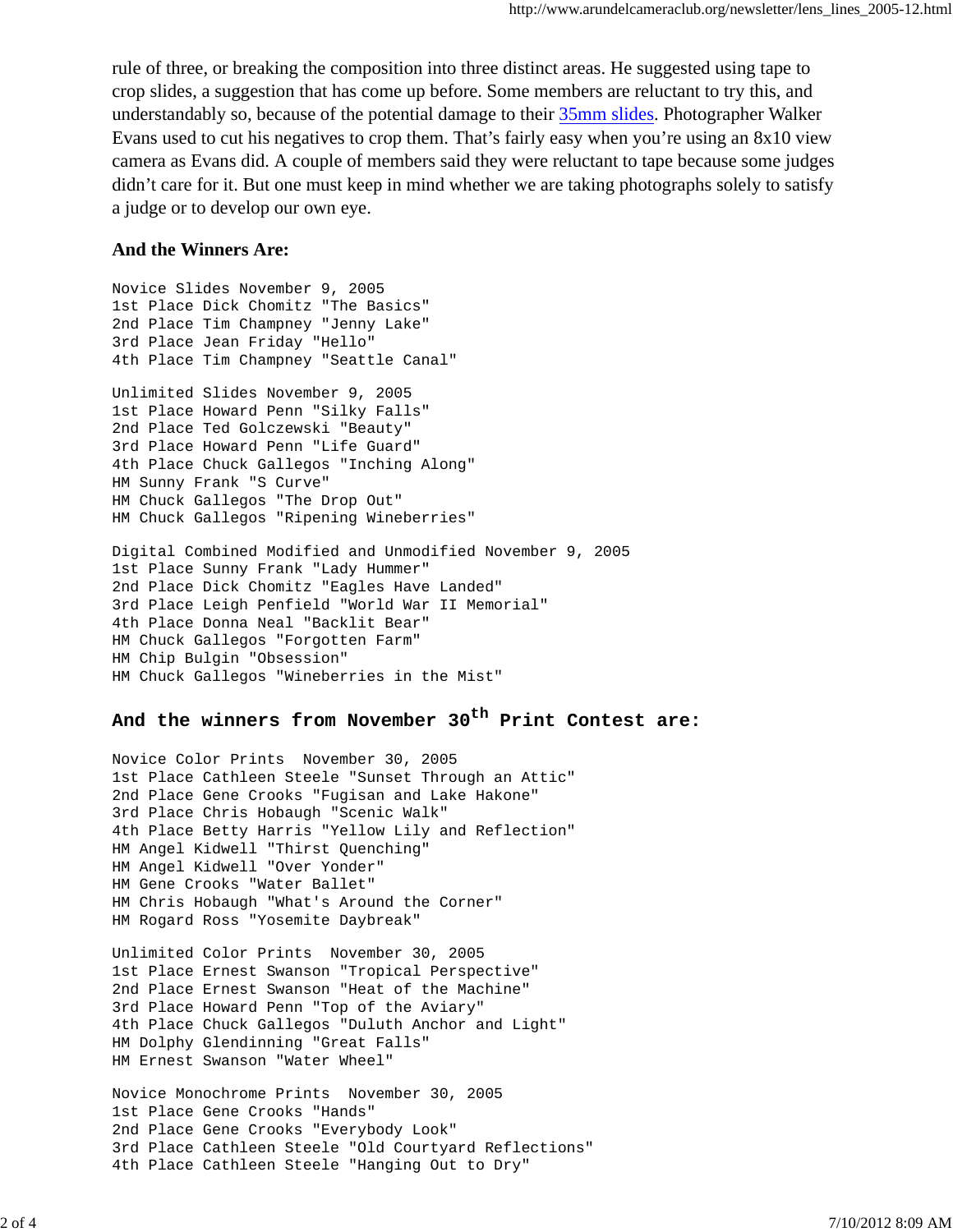rule of three, or breaking the composition into three distinct areas. He suggested using tape to crop slides, a suggestion that has come up before. Some members are reluctant to try this, and understandably so, because of the potential damage to their [35mm slides](). Photographer Walker Evans used to cut his negatives to crop them. That's fairly easy when you're using an 8x10 view camera as Evans did. A couple of members said they were reluctant to tape because some judges didn't care for it. But one must keep in mind whether we are taking photographs solely to satisfy a judge or to develop our own eye.

**And the Winners Are:**

```
Novice Slides November 9, 2005
1st Place Dick Chomitz "The Basics"
2nd Place Tim Champney "Jenny Lake"
3rd Place Jean Friday "Hello"
4th Place Tim Champney "Seattle Canal"

Unlimited Slides November 9, 2005
1st Place Howard Penn "Silky Falls"
2nd Place Ted Golczewski "Beauty"
3rd Place Howard Penn "Life Guard"
4th Place Chuck Gallegos "Inching Along"
HM Sunny Frank "S Curve"
HM Chuck Gallegos "The Drop Out"
HM Chuck Gallegos "Ripening Wineberries"

Digital Combined Modified and Unmodified November 9, 2005
1st Place Sunny Frank "Lady Hummer"
2nd Place Dick Chomitz "Eagles Have Landed"
3rd Place Leigh Penfield "World War II Memorial"
4th Place Donna Neal "Backlit Bear"
HM Chuck Gallegos "Forgotten Farm"
HM Chip Bulgin "Obsession"
HM Chuck Gallegos "Wineberries in the Mist"
```

**And the winners from November 30th Print Contest are:**

```
Novice Color Prints  November 30, 2005
1st Place Cathleen Steele "Sunset Through an Attic"
2nd Place Gene Crooks "Fugisan and Lake Hakone"
3rd Place Chris Hobaugh "Scenic Walk"
4th Place Betty Harris "Yellow Lily and Reflection"
HM Angel Kidwell "Thirst Quenching"
HM Angel Kidwell "Over Yonder"
HM Gene Crooks "Water Ballet"
HM Chris Hobaugh "What's Around the Corner"
HM Rogard Ross "Yosemite Daybreak"

Unlimited Color Prints  November 30, 2005
1st Place Ernest Swanson "Tropical Perspective"
2nd Place Ernest Swanson "Heat of the Machine"
3rd Place Howard Penn "Top of the Aviary"
4th Place Chuck Gallegos "Duluth Anchor and Light"
HM Dolphy Glendinning "Great Falls"
HM Ernest Swanson "Water Wheel"

Novice Monochrome Prints  November 30, 2005
1st Place Gene Crooks "Hands"
2nd Place Gene Crooks "Everybody Look"
3rd Place Cathleen Steele "Old Courtyard Reflections"
4th Place Cathleen Steele "Hanging Out to Dry"
```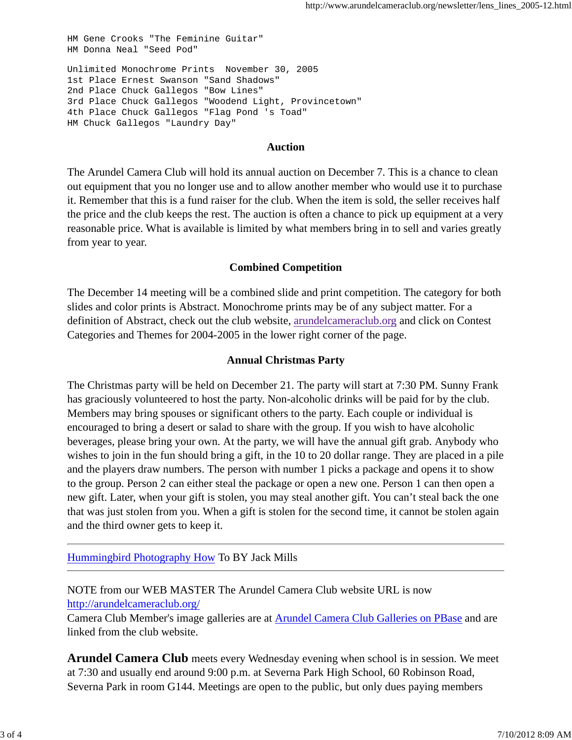```
HM Gene Crooks "The Feminine Guitar"
HM Donna Neal "Seed Pod"

Unlimited Monochrome Prints  November 30, 2005
1st Place Ernest Swanson "Sand Shadows"
2nd Place Chuck Gallegos "Bow Lines"
3rd Place Chuck Gallegos "Woodend Light, Provincetown"
4th Place Chuck Gallegos "Flag Pond 's Toad"
HM Chuck Gallegos "Laundry Day"
```

### Auction

The Arundel Camera Club will hold its annual auction on December 7. This is a chance to clean out equipment that you no longer use and to allow another member who would use it to purchase it. Remember that this is a fund raiser for the club. When the item is sold, the seller receives half the price and the club keeps the rest. The auction is often a chance to pick up equipment at a very reasonable price. What is available is limited by what members bring in to sell and varies greatly from year to year.

### Combined Competition

The December 14 meeting will be a combined slide and print competition. The category for both slides and color prints is Abstract. Monochrome prints may be of any subject matter. For a definition of Abstract, check out the club website, arundelcameraclub.org and click on Contest Categories and Themes for 2004-2005 in the lower right corner of the page.

### Annual Christmas Party

The Christmas party will be held on December 21. The party will start at 7:30 PM. Sunny Frank has graciously volunteered to host the party. Non-alcoholic drinks will be paid for by the club. Members may bring spouses or significant others to the party. Each couple or individual is encouraged to bring a desert or salad to share with the group. If you wish to have alcoholic beverages, please bring your own. At the party, we will have the annual gift grab. Anybody who wishes to join in the fun should bring a gift, in the 10 to 20 dollar range. They are placed in a pile and the players draw numbers. The person with number 1 picks a package and opens it to show to the group. Person 2 can either steal the package or open a new one. Person 1 can then open a new gift. Later, when your gift is stolen, you may steal another gift. You can't steal back the one that was just stolen from you. When a gift is stolen for the second time, it cannot be stolen again and the third owner gets to keep it.

---

Hummingbird Photography How To BY Jack Mills

---

NOTE from our WEB MASTER The Arundel Camera Club website URL is now http://arundelcameraclub.org/
Camera Club Member's image galleries are at Arundel Camera Club Galleries on PBase and are linked from the club website.

**Arundel Camera Club** meets every Wednesday evening when school is in session. We meet at 7:30 and usually end around 9:00 p.m. at Severna Park High School, 60 Robinson Road, Severna Park in room G144. Meetings are open to the public, but only dues paying members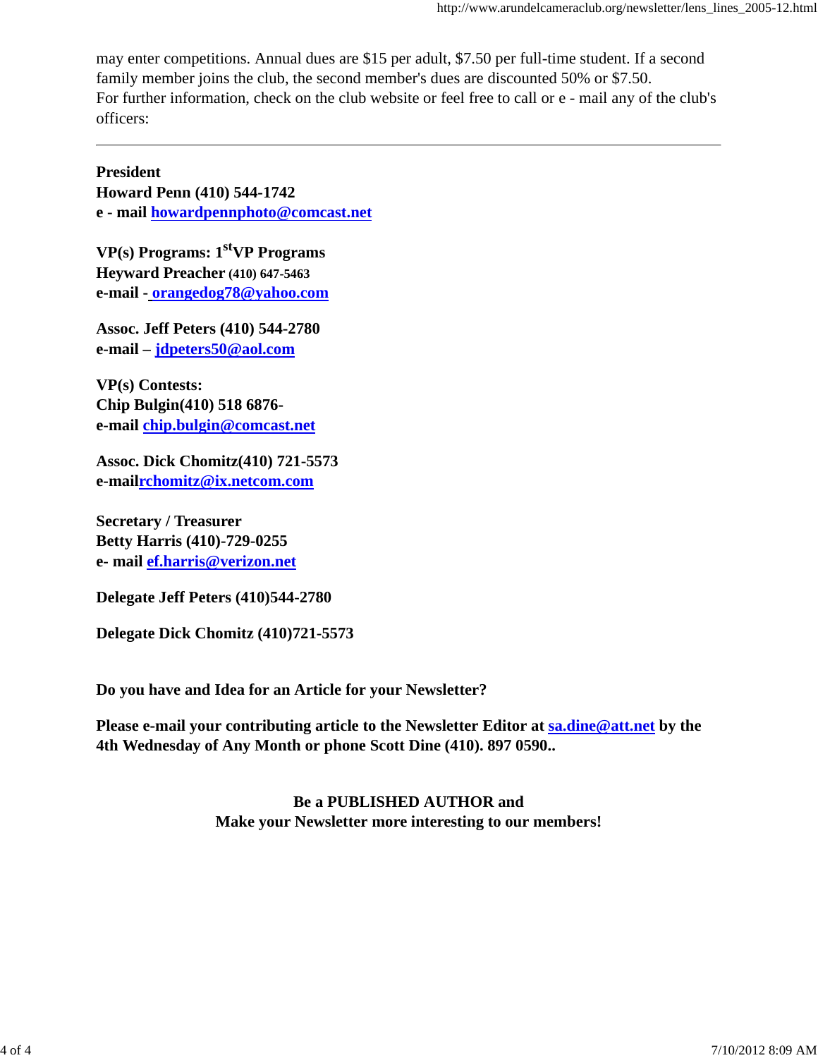may enter competitions. Annual dues are $15 per adult, $7.50 per full-time student. If a second family member joins the club, the second member's dues are discounted 50% or $7.50.
For further information, check on the club website or feel free to call or e - mail any of the club's officers:

---

**President**
**Howard Penn (410) 544-1742**
**e - mail howardpennphoto@comcast.net**

**VP(s) Programs: 1st VP Programs**
**Heyward Preacher (410) 647-5463**
**e-mail - orangedog78@yahoo.com**

**Assoc. Jeff Peters (410) 544-2780**
**e-mail – jdpeters50@aol.com**

**VP(s) Contests:**
**Chip Bulgin(410) 518 6876-**
**e-mail chip.bulgin@comcast.net**

**Assoc. Dick Chomitz(410) 721-5573**
**e-mailrchomitz@ix.netcom.com**

**Secretary / Treasurer**
**Betty Harris (410)-729-0255**
**e- mail ef.harris@verizon.net**

**Delegate Jeff Peters (410)544-2780**

**Delegate Dick Chomitz (410)721-5573**

**Do you have and Idea for an Article for your Newsletter?**

**Please e-mail your contributing article to the Newsletter Editor at sa.dine@att.net by the 4th Wednesday of Any Month or phone Scott Dine (410). 897 0590..**

**Be a PUBLISHED AUTHOR and**
**Make your Newsletter more interesting to our members!**